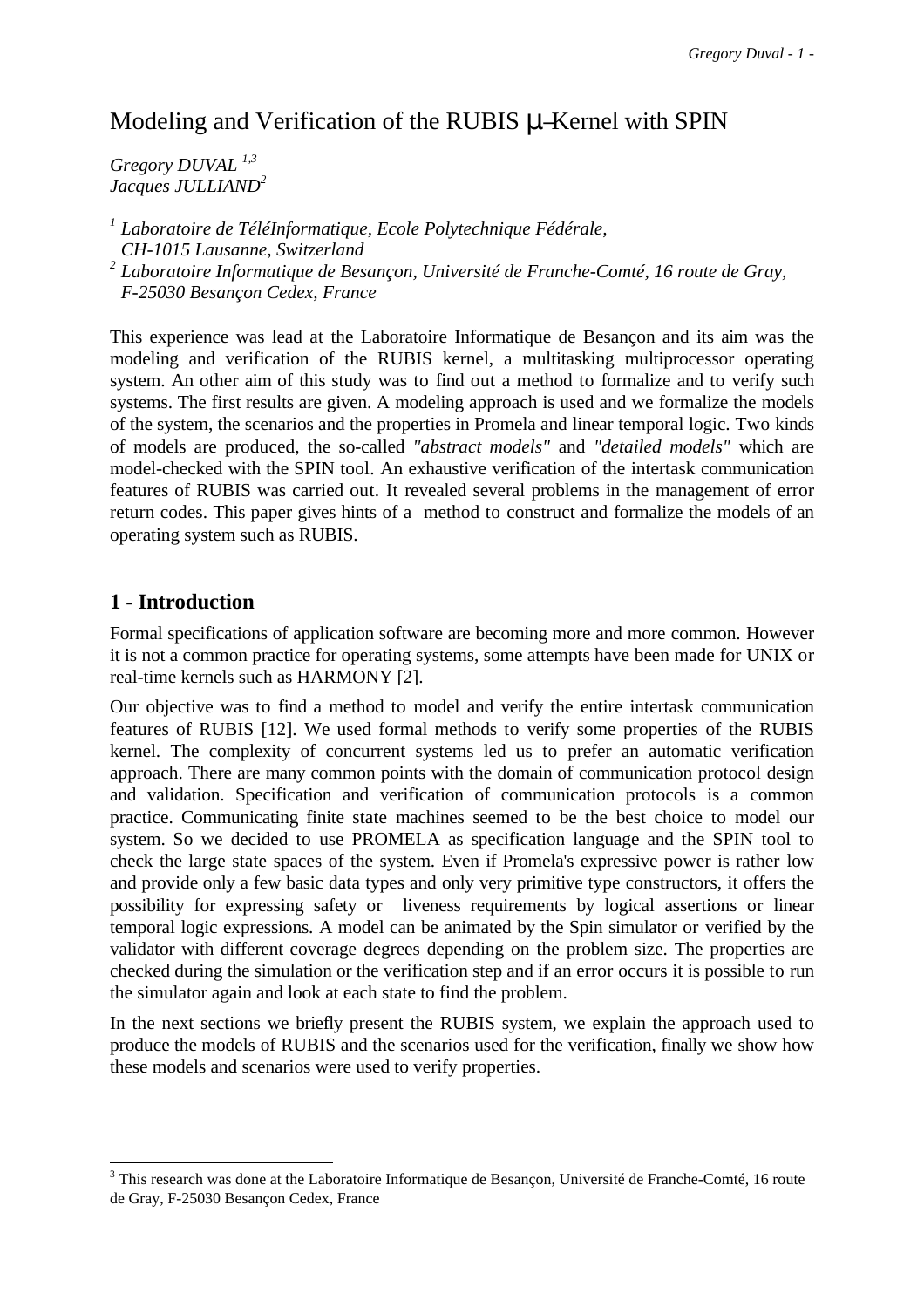# Modeling and Verification of the RUBIS μ–Kernel with SPIN

*Gregory DUVAL [1,3]*
*Jacques JULLIAND[2]*

*[1] Laboratoire de TéléInformatique, Ecole Polytechnique Fédérale, CH-1015 Lausanne, Switzerland*
*[2] Laboratoire Informatique de Besançon, Université de Franche-Comté, 16 route de Gray, F-25030 Besançon Cedex, France*

This experience was lead at the Laboratoire Informatique de Besançon and its aim was the modeling and verification of the RUBIS kernel, a multitasking multiprocessor operating system. An other aim of this study was to find out a method to formalize and to verify such systems. The first results are given. A modeling approach is used and we formalize the models of the system, the scenarios and the properties in Promela and linear temporal logic. Two kinds of models are produced, the so-called *"abstract models"* and *"detailed models"* which are model-checked with the SPIN tool. An exhaustive verification of the intertask communication features of RUBIS was carried out. It revealed several problems in the management of error return codes. This paper gives hints of a method to construct and formalize the models of an operating system such as RUBIS.

## 1 - Introduction

Formal specifications of application software are becoming more and more common. However it is not a common practice for operating systems, some attempts have been made for UNIX or real-time kernels such as HARMONY [2].

Our objective was to find a method to model and verify the entire intertask communication features of RUBIS [12]. We used formal methods to verify some properties of the RUBIS kernel. The complexity of concurrent systems led us to prefer an automatic verification approach. There are many common points with the domain of communication protocol design and validation. Specification and verification of communication protocols is a common practice. Communicating finite state machines seemed to be the best choice to model our system. So we decided to use PROMELA as specification language and the SPIN tool to check the large state spaces of the system. Even if Promela's expressive power is rather low and provide only a few basic data types and only very primitive type constructors, it offers the possibility for expressing safety or liveness requirements by logical assertions or linear temporal logic expressions. A model can be animated by the Spin simulator or verified by the validator with different coverage degrees depending on the problem size. The properties are checked during the simulation or the verification step and if an error occurs it is possible to run the simulator again and look at each state to find the problem.

In the next sections we briefly present the RUBIS system, we explain the approach used to produce the models of RUBIS and the scenarios used for the verification, finally we show how these models and scenarios were used to verify properties.

---

[3] This research was done at the Laboratoire Informatique de Besançon, Université de Franche-Comté, 16 route de Gray, F-25030 Besançon Cedex, France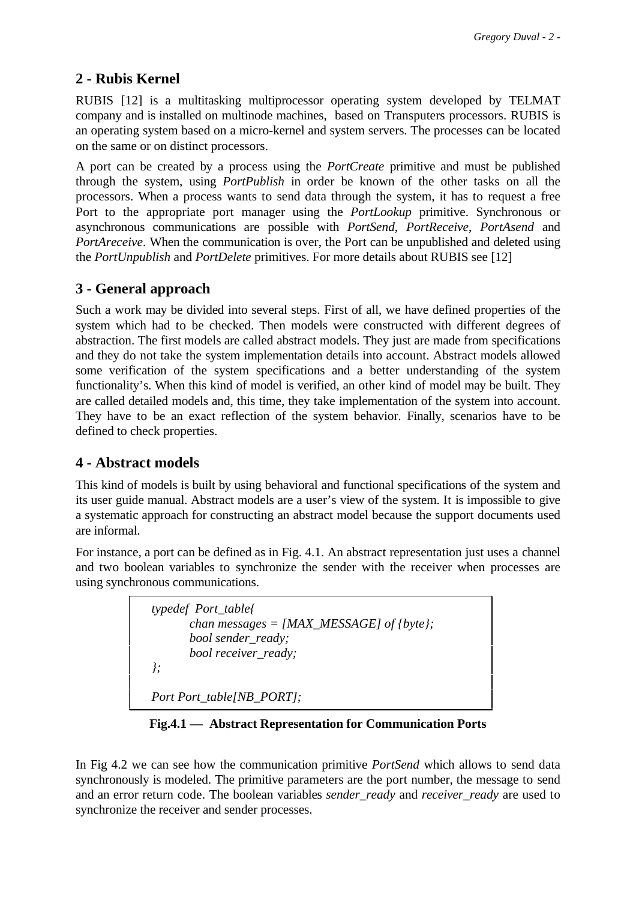## 2 - Rubis Kernel

RUBIS [12] is a multitasking multiprocessor operating system developed by TELMAT company and is installed on multinode machines, based on Transputers processors. RUBIS is an operating system based on a micro-kernel and system servers. The processes can be located on the same or on distinct processors.

A port can be created by a process using the *PortCreate* primitive and must be published through the system, using *PortPublish* in order be known of the other tasks on all the processors. When a process wants to send data through the system, it has to request a free Port to the appropriate port manager using the *PortLookup* primitive. Synchronous or asynchronous communications are possible with *PortSend*, *PortReceive*, *PortAsend* and *PortAreceive*. When the communication is over, the Port can be unpublished and deleted using the *PortUnpublish* and *PortDelete* primitives. For more details about RUBIS see [12]

## 3 - General approach

Such a work may be divided into several steps. First of all, we have defined properties of the system which had to be checked. Then models were constructed with different degrees of abstraction. The first models are called abstract models. They just are made from specifications and they do not take the system implementation details into account. Abstract models allowed some verification of the system specifications and a better understanding of the system functionality's. When this kind of model is verified, an other kind of model may be built. They are called detailed models and, this time, they take implementation of the system into account. They have to be an exact reflection of the system behavior. Finally, scenarios have to be defined to check properties.

## 4 - Abstract models

This kind of models is built by using behavioral and functional specifications of the system and its user guide manual. Abstract models are a user's view of the system. It is impossible to give a systematic approach for constructing an abstract model because the support documents used are informal.

For instance, a port can be defined as in Fig. 4.1. An abstract representation just uses a channel and two boolean variables to synchronize the sender with the receiver when processes are using synchronous communications.

```
typedef  Port_table{
        chan messages = [MAX_MESSAGE] of {byte};
        bool sender_ready;
        bool receiver_ready;
};

Port Port_table[NB_PORT];
```

**Fig.4.1 — Abstract Representation for Communication Ports**

In Fig 4.2 we can see how the communication primitive *PortSend* which allows to send data synchronously is modeled. The primitive parameters are the port number, the message to send and an error return code. The boolean variables *sender_ready* and *receiver_ready* are used to synchronize the receiver and sender processes.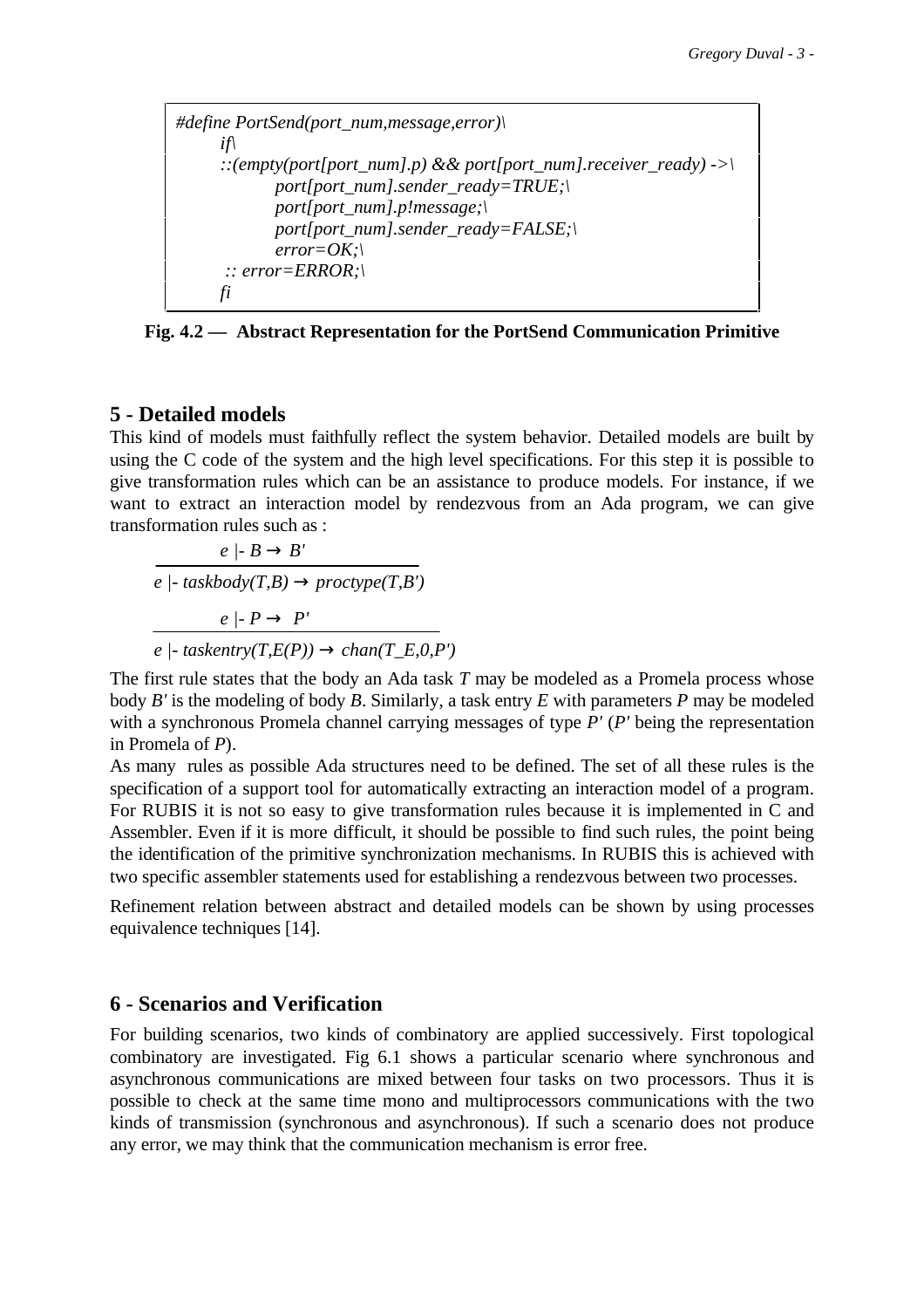```
#define PortSend(port_num,message,error)\
    if\
    ::(empty(port[port_num].p) && port[port_num].receiver_ready) ->\
            port[port_num].sender_ready=TRUE;\
            port[port_num].p!message;\
            port[port_num].sender_ready=FALSE;\
            error=OK;\
     :: error=ERROR;\
    fi
```

**Fig. 4.2 — Abstract Representation for the PortSend Communication Primitive**

## 5 - Detailed models

This kind of models must faithfully reflect the system behavior. Detailed models are built by using the C code of the system and the high level specifications. For this step it is possible to give transformation rules which can be an assistance to produce models. For instance, if we want to extract an interaction model by rendezvous from an Ada program, we can give transformation rules such as :

$$\frac{e \mid\!\text{-}\; B \rightarrow B'}{e \mid\!\text{-}\; taskbody(T,B) \rightarrow proctype(T,B')}$$

$$\frac{e \mid\!\text{-}\; P \rightarrow P'}{e \mid\!\text{-}\; taskentry(T,E(P)) \rightarrow chan(T\_E,0,P')}$$

The first rule states that the body an Ada task *T* may be modeled as a Promela process whose body *B'* is the modeling of body *B*. Similarly, a task entry *E* with parameters *P* may be modeled with a synchronous Promela channel carrying messages of type *P'* (*P'* being the representation in Promela of *P*).

As many rules as possible Ada structures need to be defined. The set of all these rules is the specification of a support tool for automatically extracting an interaction model of a program. For RUBIS it is not so easy to give transformation rules because it is implemented in C and Assembler. Even if it is more difficult, it should be possible to find such rules, the point being the identification of the primitive synchronization mechanisms. In RUBIS this is achieved with two specific assembler statements used for establishing a rendezvous between two processes.

Refinement relation between abstract and detailed models can be shown by using processes equivalence techniques [14].

## 6 - Scenarios and Verification

For building scenarios, two kinds of combinatory are applied successively. First topological combinatory are investigated. Fig 6.1 shows a particular scenario where synchronous and asynchronous communications are mixed between four tasks on two processors. Thus it is possible to check at the same time mono and multiprocessors communications with the two kinds of transmission (synchronous and asynchronous). If such a scenario does not produce any error, we may think that the communication mechanism is error free.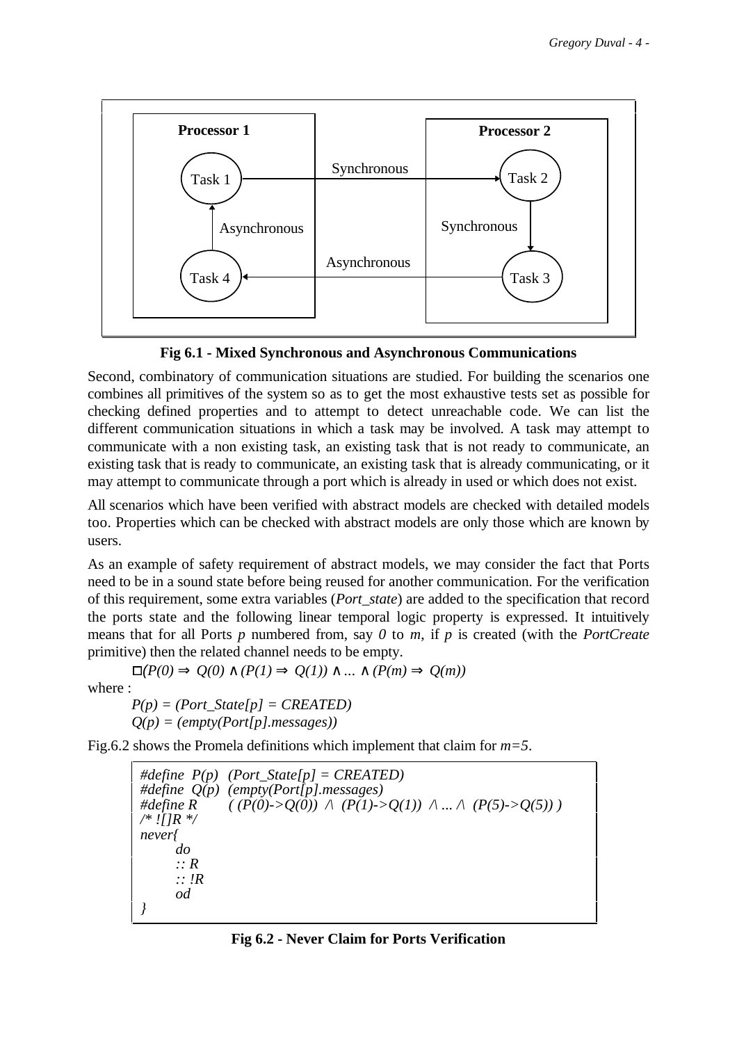**Fig 6.1 - Mixed Synchronous and Asynchronous Communications**

Second, combinatory of communication situations are studied. For building the scenarios one combines all primitives of the system so as to get the most exhaustive tests set as possible for checking defined properties and to attempt to detect unreachable code. We can list the different communication situations in which a task may be involved. A task may attempt to communicate with a non existing task, an existing task that is not ready to communicate, an existing task that is ready to communicate, an existing task that is already communicating, or it may attempt to communicate through a port which is already in used or which does not exist.

All scenarios which have been verified with abstract models are checked with detailed models too. Properties which can be checked with abstract models are only those which are known by users.

As an example of safety requirement of abstract models, we may consider the fact that Ports need to be in a sound state before being reused for another communication. For the verification of this requirement, some extra variables (*Port_state*) are added to the specification that record the ports state and the following linear temporal logic property is expressed. It intuitively means that for all Ports $p$ numbered from, say $0$ to $m$, if $p$ is created (with the *PortCreate* primitive) then the related channel needs to be empty.

$$\Box(P(0) \Rightarrow Q(0) \wedge (P(1) \Rightarrow Q(1)) \wedge \ldots \wedge (P(m) \Rightarrow Q(m))$$

where :

*P(p) = (Port_State[p] = CREATED)*

*Q(p) = (empty(Port[p].messages))*

Fig.6.2 shows the Promela definitions which implement that claim for $m=5$.

```
#define  P(p)  (Port_State[p] = CREATED)
#define  Q(p)  (empty(Port[p].messages)
#define R       ( (P(0)->Q(0))  /\  (P(1)->Q(1))  /\ ... /\  (P(5)->Q(5)) )
/* ![]R */
never{
        do
        :: R
        :: !R
        od
}
```

**Fig 6.2 - Never Claim for Ports Verification**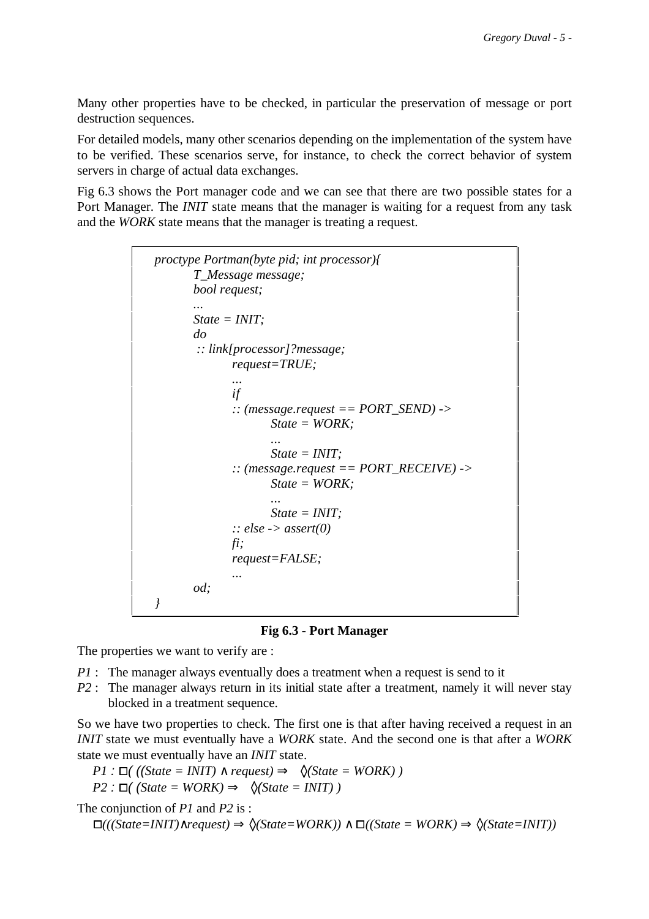Many other properties have to be checked, in particular the preservation of message or port destruction sequences.

For detailed models, many other scenarios depending on the implementation of the system have to be verified. These scenarios serve, for instance, to check the correct behavior of system servers in charge of actual data exchanges.

Fig 6.3 shows the Port manager code and we can see that there are two possible states for a Port Manager. The *INIT* state means that the manager is waiting for a request from any task and the *WORK* state means that the manager is treating a request.

```
proctype Portman(byte pid; int processor){
        T_Message message;
        bool request;
        ...
        State = INIT;
        do
         :: link[processor]?message;
                request=TRUE;
                ...
                if
                :: (message.request == PORT_SEND) ->
                        State = WORK;
                        ...
                        State = INIT;
                :: (message.request == PORT_RECEIVE) ->
                        State = WORK;
                        ...
                        State = INIT;
                :: else -> assert(0)
                fi;
                request=FALSE;
                ...
        od;
}
```

**Fig 6.3 - Port Manager**

The properties we want to verify are :

*P1* : The manager always eventually does a treatment when a request is send to it

*P2* : The manager always return in its initial state after a treatment, namely it will never stay blocked in a treatment sequence.

So we have two properties to check. The first one is that after having received a request in an *INIT* state we must eventually have a *WORK* state. And the second one is that after a *WORK* state we must eventually have an *INIT* state.

$P1 : \Box( ((State = INIT) \wedge request) \Rightarrow \Diamond(State = WORK) )$

$P2 : \Box( (State = WORK) \Rightarrow \Diamond(State = INIT) )$

The conjunction of *P1* and *P2* is :

$$\Box(((State=INIT)\wedge request) \Rightarrow \Diamond(State=WORK)) \wedge \Box((State = WORK) \Rightarrow \Diamond(State=INIT))$$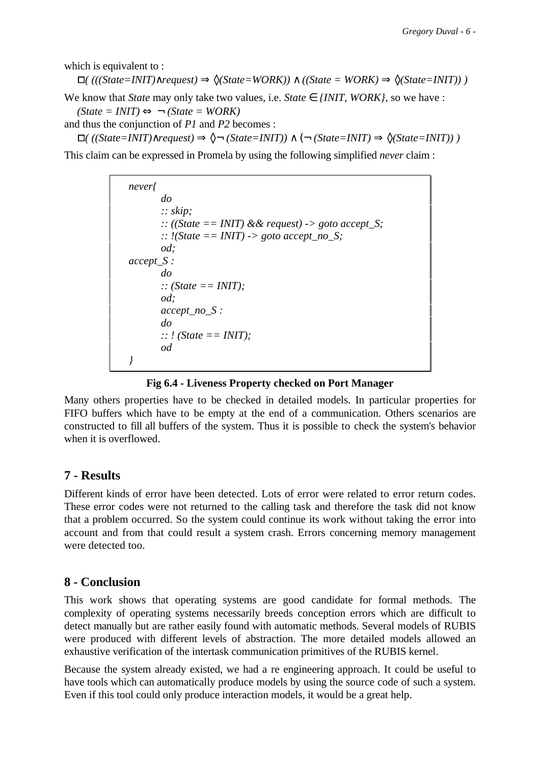which is equivalent to :

$$\Box( (((State=INIT) \wedge request) \Rightarrow \Diamond(State=WORK)) \wedge ((State = WORK) \Rightarrow \Diamond(State=INIT)) )$$

We know that *State* may only take two values, i.e. $State \in \{INIT, WORK\}$, so we have :

$$(State = INIT) \Leftrightarrow \neg (State = WORK)$$

and thus the conjunction of *P1* and *P2* becomes :

$$\Box( ((State=INIT) \wedge request) \Rightarrow \Diamond\neg (State=INIT)) \wedge (\neg (State=INIT) \Rightarrow \Diamond(State=INIT)) )$$

This claim can be expressed in Promela by using the following simplified *never* claim :

```
never{
        do
        :: skip;
        :: ((State == INIT) && request) -> goto accept_S;
        :: !(State == INIT) -> goto accept_no_S;
        od;
accept_S :
        do
        :: (State == INIT);
        od;
        accept_no_S :
        do
        :: ! (State == INIT);
        od
}
```

**Fig 6.4 - Liveness Property checked on Port Manager**

Many others properties have to be checked in detailed models. In particular properties for FIFO buffers which have to be empty at the end of a communication. Others scenarios are constructed to fill all buffers of the system. Thus it is possible to check the system's behavior when it is overflowed.

## 7 - Results

Different kinds of error have been detected. Lots of error were related to error return codes. These error codes were not returned to the calling task and therefore the task did not know that a problem occurred. So the system could continue its work without taking the error into account and from that could result a system crash. Errors concerning memory management were detected too.

## 8 - Conclusion

This work shows that operating systems are good candidate for formal methods. The complexity of operating systems necessarily breeds conception errors which are difficult to detect manually but are rather easily found with automatic methods. Several models of RUBIS were produced with different levels of abstraction. The more detailed models allowed an exhaustive verification of the intertask communication primitives of the RUBIS kernel.

Because the system already existed, we had a re engineering approach. It could be useful to have tools which can automatically produce models by using the source code of such a system. Even if this tool could only produce interaction models, it would be a great help.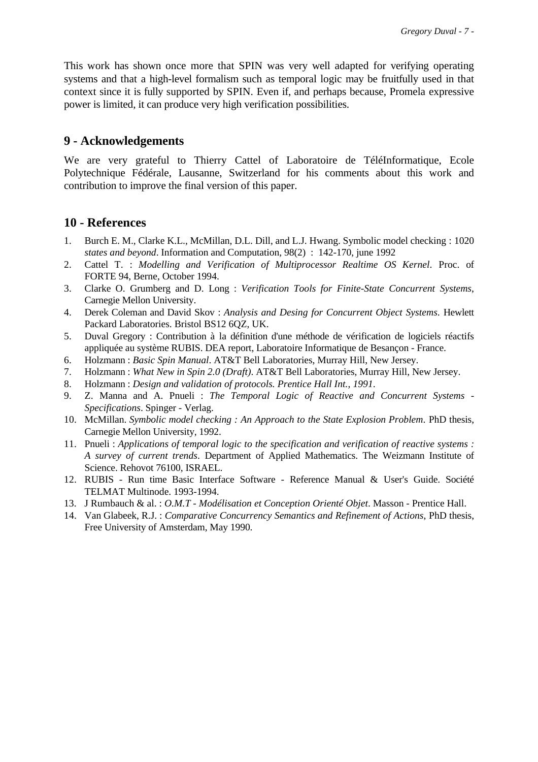This work has shown once more that SPIN was very well adapted for verifying operating systems and that a high-level formalism such as temporal logic may be fruitfully used in that context since it is fully supported by SPIN. Even if, and perhaps because, Promela expressive power is limited, it can produce very high verification possibilities.

## 9 - Acknowledgements

We are very grateful to Thierry Cattel of Laboratoire de TéléInformatique, Ecole Polytechnique Fédérale, Lausanne, Switzerland for his comments about this work and contribution to improve the final version of this paper.

## 10 - References

1. Burch E. M., Clarke K.L., McMillan, D.L. Dill, and L.J. Hwang. Symbolic model checking : 1020 *states and beyond*. Information and Computation, 98(2) : 142-170, june 1992
2. Cattel T. : *Modelling and Verification of Multiprocessor Realtime OS Kernel*. Proc. of FORTE 94, Berne, October 1994.
3. Clarke O. Grumberg and D. Long : *Verification Tools for Finite-State Concurrent Systems*, Carnegie Mellon University.
4. Derek Coleman and David Skov : *Analysis and Desing for Concurrent Object Systems*. Hewlett Packard Laboratories. Bristol BS12 6QZ, UK.
5. Duval Gregory : Contribution à la définition d'une méthode de vérification de logiciels réactifs appliquée au système RUBIS. DEA report, Laboratoire Informatique de Besançon - France.
6. Holzmann : *Basic Spin Manual*. AT&T Bell Laboratories, Murray Hill, New Jersey.
7. Holzmann : *What New in Spin 2.0 (Draft)*. AT&T Bell Laboratories, Murray Hill, New Jersey.
8. Holzmann : *Design and validation of protocols. Prentice Hall Int., 1991*.
9. Z. Manna and A. Pnueli : *The Temporal Logic of Reactive and Concurrent Systems - Specifications*. Spinger - Verlag.
10. McMillan. *Symbolic model checking : An Approach to the State Explosion Problem*. PhD thesis, Carnegie Mellon University, 1992.
11. Pnueli : *Applications of temporal logic to the specification and verification of reactive systems : A survey of current trends*. Department of Applied Mathematics. The Weizmann Institute of Science. Rehovot 76100, ISRAEL.
12. RUBIS - Run time Basic Interface Software - Reference Manual & User's Guide. Société TELMAT Multinode. 1993-1994.
13. J Rumbauch & al. : *O.M.T - Modélisation et Conception Orienté Objet*. Masson - Prentice Hall.
14. Van Glabeek, R.J. : *Comparative Concurrency Semantics and Refinement of Actions*, PhD thesis, Free University of Amsterdam, May 1990.